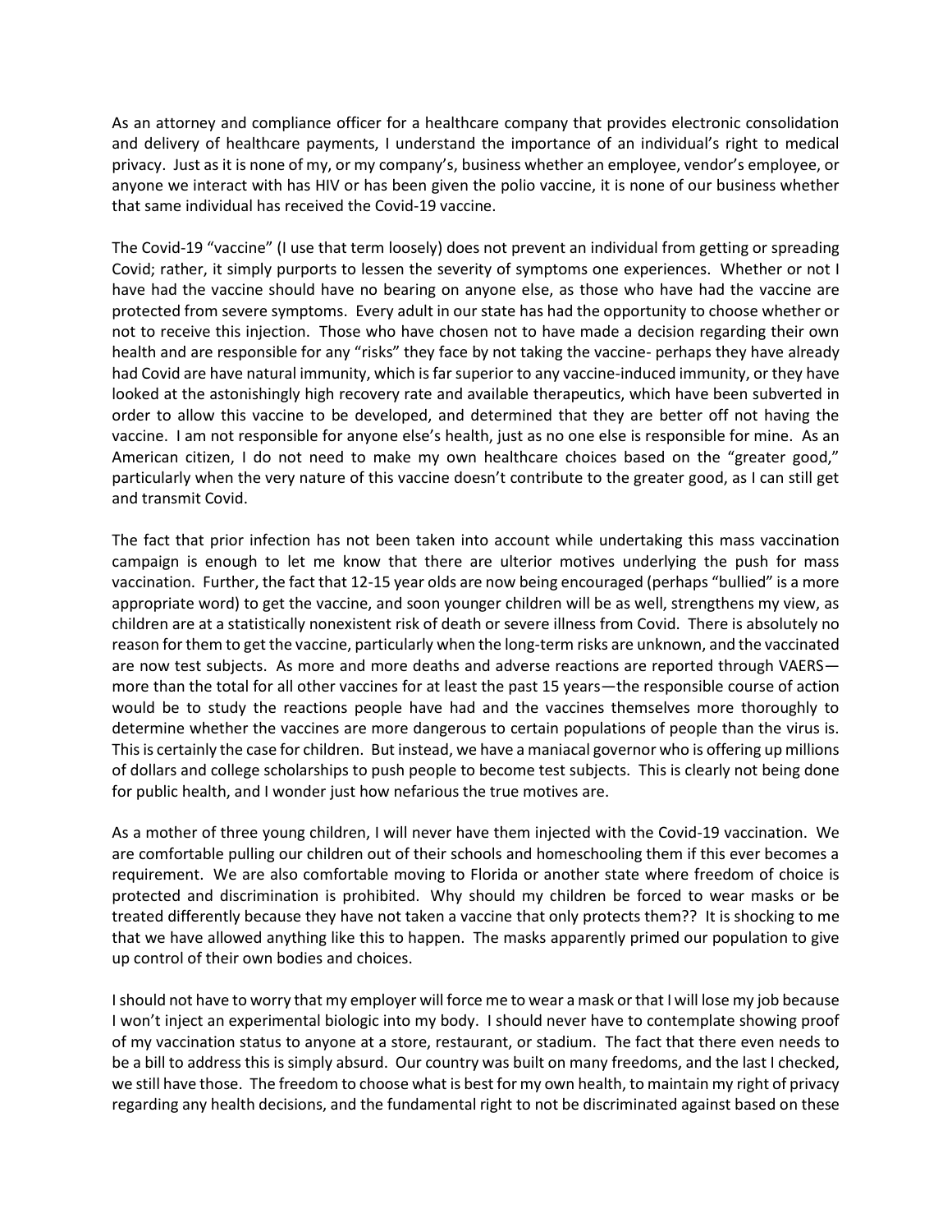As an attorney and compliance officer for a healthcare company that provides electronic consolidation and delivery of healthcare payments, I understand the importance of an individual's right to medical privacy. Just as it is none of my, or my company's, business whether an employee, vendor's employee, or anyone we interact with has HIV or has been given the polio vaccine, it is none of our business whether that same individual has received the Covid-19 vaccine.

The Covid-19 "vaccine" (I use that term loosely) does not prevent an individual from getting or spreading Covid; rather, it simply purports to lessen the severity of symptoms one experiences. Whether or not I have had the vaccine should have no bearing on anyone else, as those who have had the vaccine are protected from severe symptoms. Every adult in our state has had the opportunity to choose whether or not to receive this injection. Those who have chosen not to have made a decision regarding their own health and are responsible for any "risks" they face by not taking the vaccine- perhaps they have already had Covid are have natural immunity, which is far superior to any vaccine-induced immunity, or they have looked at the astonishingly high recovery rate and available therapeutics, which have been subverted in order to allow this vaccine to be developed, and determined that they are better off not having the vaccine. I am not responsible for anyone else's health, just as no one else is responsible for mine. As an American citizen, I do not need to make my own healthcare choices based on the "greater good," particularly when the very nature of this vaccine doesn't contribute to the greater good, as I can still get and transmit Covid.

The fact that prior infection has not been taken into account while undertaking this mass vaccination campaign is enough to let me know that there are ulterior motives underlying the push for mass vaccination. Further, the fact that 12-15 year olds are now being encouraged (perhaps "bullied" is a more appropriate word) to get the vaccine, and soon younger children will be as well, strengthens my view, as children are at a statistically nonexistent risk of death or severe illness from Covid. There is absolutely no reason for them to get the vaccine, particularly when the long-term risks are unknown, and the vaccinated are now test subjects. As more and more deaths and adverse reactions are reported through VAERS—more than the total for all other vaccines for at least the past 15 years—the responsible course of action would be to study the reactions people have had and the vaccines themselves more thoroughly to determine whether the vaccines are more dangerous to certain populations of people than the virus is. This is certainly the case for children. But instead, we have a maniacal governor who is offering up millions of dollars and college scholarships to push people to become test subjects. This is clearly not being done for public health, and I wonder just how nefarious the true motives are.

As a mother of three young children, I will never have them injected with the Covid-19 vaccination. We are comfortable pulling our children out of their schools and homeschooling them if this ever becomes a requirement. We are also comfortable moving to Florida or another state where freedom of choice is protected and discrimination is prohibited. Why should my children be forced to wear masks or be treated differently because they have not taken a vaccine that only protects them?? It is shocking to me that we have allowed anything like this to happen. The masks apparently primed our population to give up control of their own bodies and choices.

I should not have to worry that my employer will force me to wear a mask or that I will lose my job because I won't inject an experimental biologic into my body. I should never have to contemplate showing proof of my vaccination status to anyone at a store, restaurant, or stadium. The fact that there even needs to be a bill to address this is simply absurd. Our country was built on many freedoms, and the last I checked, we still have those. The freedom to choose what is best for my own health, to maintain my right of privacy regarding any health decisions, and the fundamental right to not be discriminated against based on these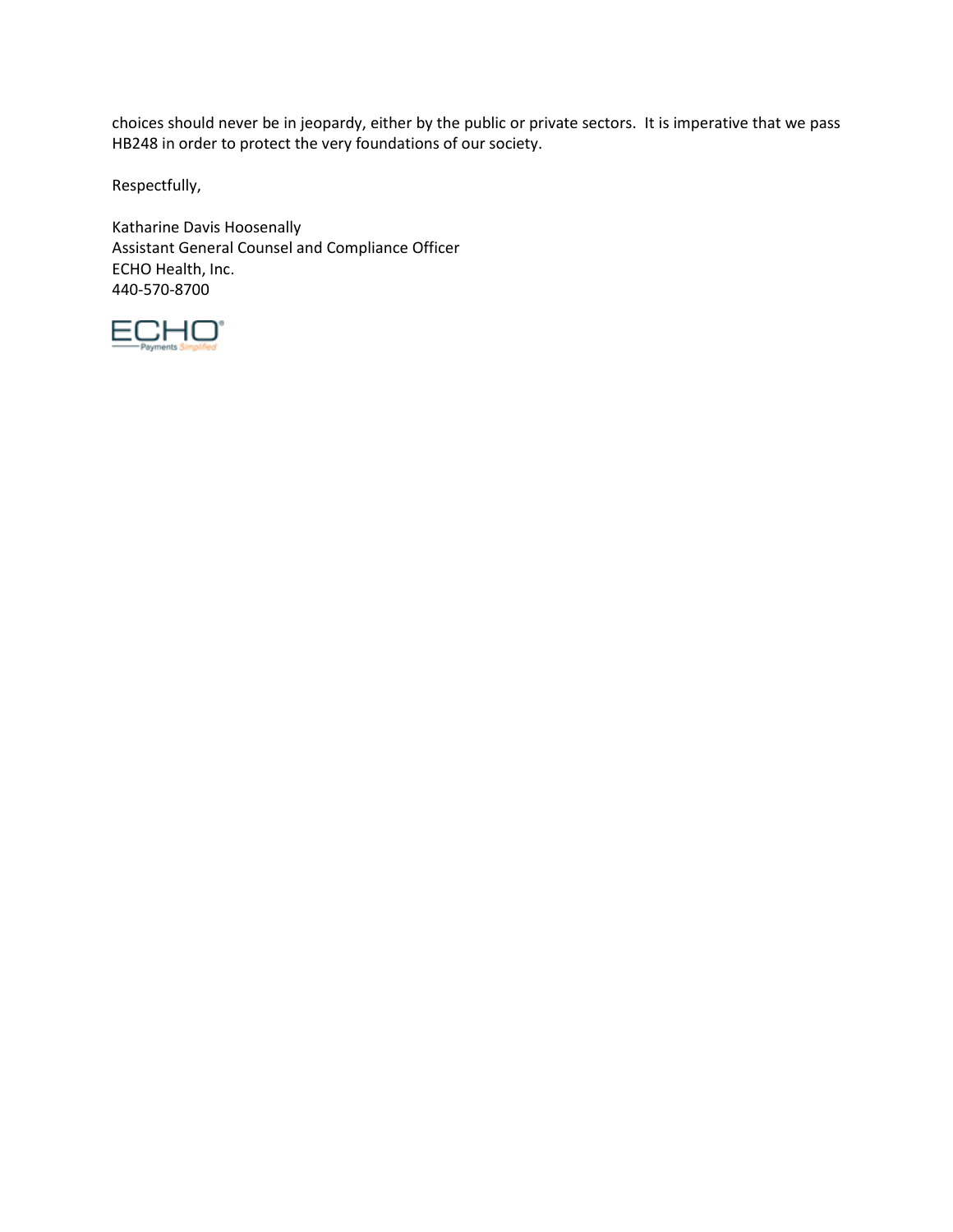choices should never be in jeopardy, either by the public or private sectors. It is imperative that we pass HB248 in order to protect the very foundations of our society.

Respectfully,

Katharine Davis Hoosenally
Assistant General Counsel and Compliance Officer
ECHO Health, Inc.
440-570-8700

ECHO®
Payments Simplified